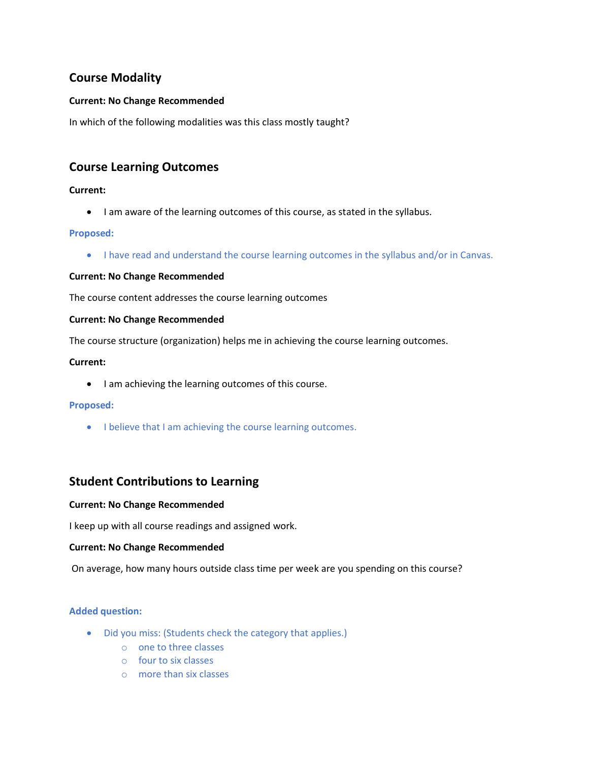## Course Modality

**Current: No Change Recommended**

In which of the following modalities was this class mostly taught?

## Course Learning Outcomes

**Current:**

- I am aware of the learning outcomes of this course, as stated in the syllabus.

**Proposed:**

- I have read and understand the course learning outcomes in the syllabus and/or in Canvas.

**Current: No Change Recommended**

The course content addresses the course learning outcomes

**Current: No Change Recommended**

The course structure (organization) helps me in achieving the course learning outcomes.

**Current:**

- I am achieving the learning outcomes of this course.

**Proposed:**

- I believe that I am achieving the course learning outcomes.

## Student Contributions to Learning

**Current: No Change Recommended**

I keep up with all course readings and assigned work.

**Current: No Change Recommended**

On average, how many hours outside class time per week are you spending on this course?

**Added question:**

- Did you miss: (Students check the category that applies.)
  - one to three classes
  - four to six classes
  - more than six classes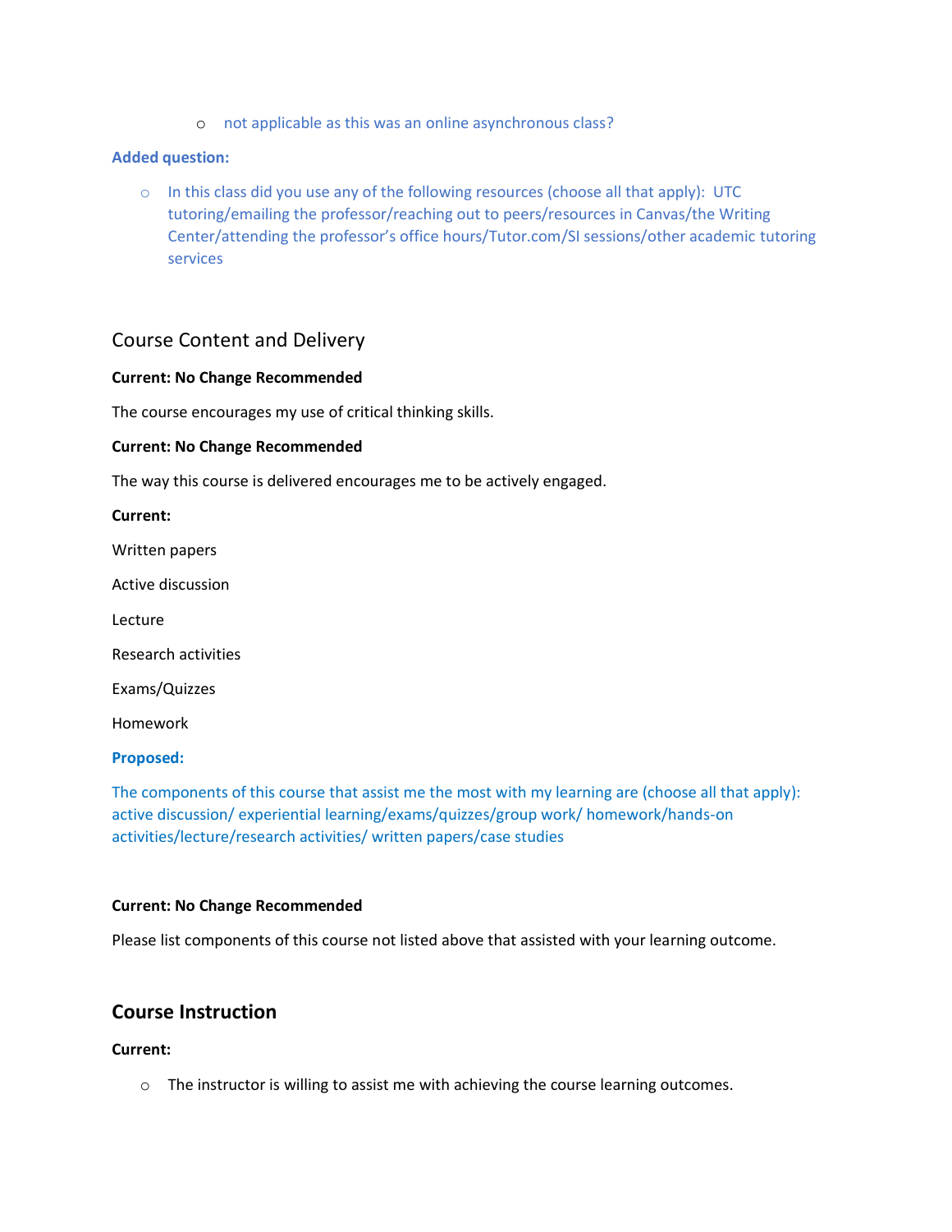- not applicable as this was an online asynchronous class?

**Added question:**

- In this class did you use any of the following resources (choose all that apply): UTC tutoring/emailing the professor/reaching out to peers/resources in Canvas/the Writing Center/attending the professor's office hours/Tutor.com/SI sessions/other academic tutoring services

## Course Content and Delivery

**Current: No Change Recommended**

The course encourages my use of critical thinking skills.

**Current: No Change Recommended**

The way this course is delivered encourages me to be actively engaged.

**Current:**

Written papers

Active discussion

Lecture

Research activities

Exams/Quizzes

Homework

**Proposed:**

The components of this course that assist me the most with my learning are (choose all that apply): active discussion/ experiential learning/exams/quizzes/group work/ homework/hands-on activities/lecture/research activities/ written papers/case studies

**Current: No Change Recommended**

Please list components of this course not listed above that assisted with your learning outcome.

## Course Instruction

**Current:**

- The instructor is willing to assist me with achieving the course learning outcomes.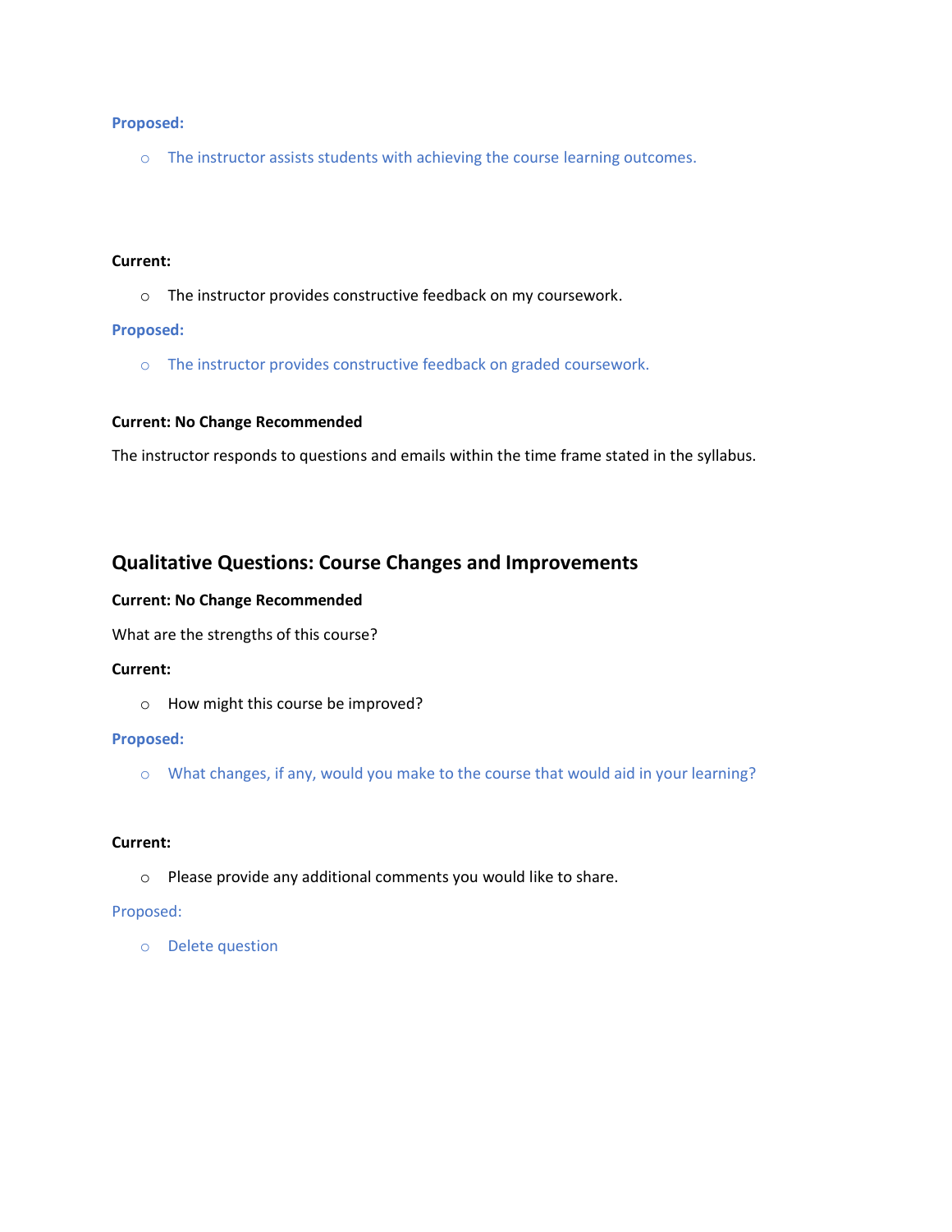**Proposed:**

- The instructor assists students with achieving the course learning outcomes.

**Current:**

- The instructor provides constructive feedback on my coursework.

**Proposed:**

- The instructor provides constructive feedback on graded coursework.

**Current: No Change Recommended**

The instructor responds to questions and emails within the time frame stated in the syllabus.

## Qualitative Questions: Course Changes and Improvements

**Current: No Change Recommended**

What are the strengths of this course?

**Current:**

- How might this course be improved?

**Proposed:**

- What changes, if any, would you make to the course that would aid in your learning?

**Current:**

- Please provide any additional comments you would like to share.

Proposed:

- Delete question